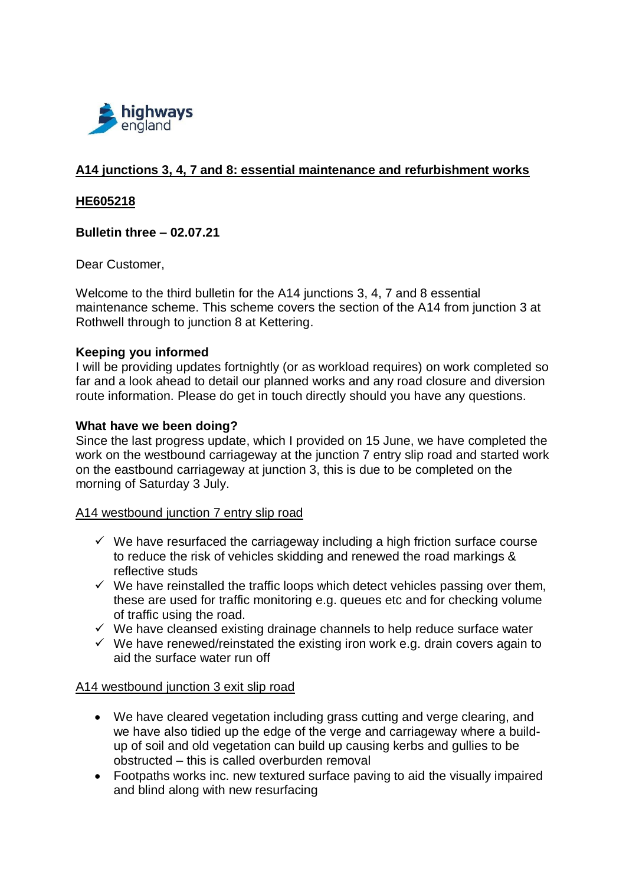**A14 junctions 3, 4, 7 and 8: essential maintenance and refurbishment works**

**HE605218**

**Bulletin three – 02.07.21**

Dear Customer,

Welcome to the third bulletin for the A14 junctions 3, 4, 7 and 8 essential maintenance scheme. This scheme covers the section of the A14 from junction 3 at Rothwell through to junction 8 at Kettering.

**Keeping you informed**

I will be providing updates fortnightly (or as workload requires) on work completed so far and a look ahead to detail our planned works and any road closure and diversion route information. Please do get in touch directly should you have any questions.

**What have we been doing?**

Since the last progress update, which I provided on 15 June, we have completed the work on the westbound carriageway at the junction 7 entry slip road and started work on the eastbound carriageway at junction 3, this is due to be completed on the morning of Saturday 3 July.

A14 westbound junction 7 entry slip road

- ✓ We have resurfaced the carriageway including a high friction surface course to reduce the risk of vehicles skidding and renewed the road markings & reflective studs
- ✓ We have reinstalled the traffic loops which detect vehicles passing over them, these are used for traffic monitoring e.g. queues etc and for checking volume of traffic using the road.
- ✓ We have cleansed existing drainage channels to help reduce surface water
- ✓ We have renewed/reinstated the existing iron work e.g. drain covers again to aid the surface water run off

A14 westbound junction 3 exit slip road

- We have cleared vegetation including grass cutting and verge clearing, and we have also tidied up the edge of the verge and carriageway where a build-up of soil and old vegetation can build up causing kerbs and gullies to be obstructed – this is called overburden removal
- Footpaths works inc. new textured surface paving to aid the visually impaired and blind along with new resurfacing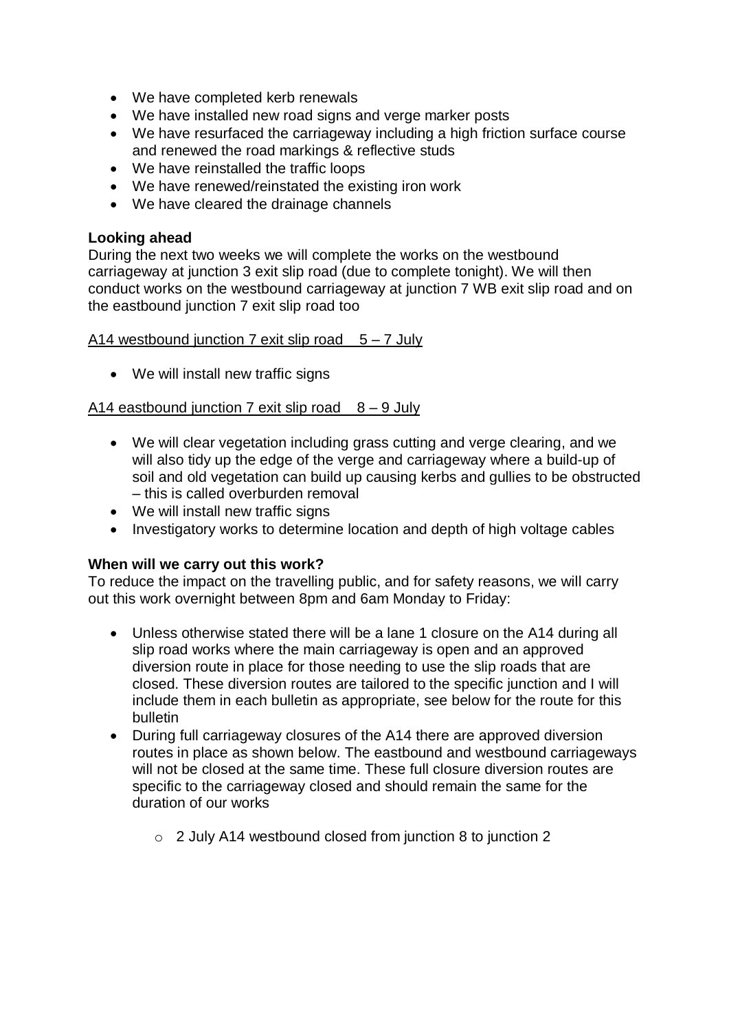- We have completed kerb renewals
- We have installed new road signs and verge marker posts
- We have resurfaced the carriageway including a high friction surface course and renewed the road markings & reflective studs
- We have reinstalled the traffic loops
- We have renewed/reinstated the existing iron work
- We have cleared the drainage channels

**Looking ahead**

During the next two weeks we will complete the works on the westbound carriageway at junction 3 exit slip road (due to complete tonight). We will then conduct works on the westbound carriageway at junction 7 WB exit slip road and on the eastbound junction 7 exit slip road too

<u>A14 westbound junction 7 exit slip road    5 – 7 July</u>

- We will install new traffic signs

<u>A14 eastbound junction 7 exit slip road    8 – 9 July</u>

- We will clear vegetation including grass cutting and verge clearing, and we will also tidy up the edge of the verge and carriageway where a build-up of soil and old vegetation can build up causing kerbs and gullies to be obstructed – this is called overburden removal
- We will install new traffic signs
- Investigatory works to determine location and depth of high voltage cables

**When will we carry out this work?**

To reduce the impact on the travelling public, and for safety reasons, we will carry out this work overnight between 8pm and 6am Monday to Friday:

- Unless otherwise stated there will be a lane 1 closure on the A14 during all slip road works where the main carriageway is open and an approved diversion route in place for those needing to use the slip roads that are closed. These diversion routes are tailored to the specific junction and I will include them in each bulletin as appropriate, see below for the route for this bulletin
- During full carriageway closures of the A14 there are approved diversion routes in place as shown below. The eastbound and westbound carriageways will not be closed at the same time. These full closure diversion routes are specific to the carriageway closed and should remain the same for the duration of our works
    - 2 July A14 westbound closed from junction 8 to junction 2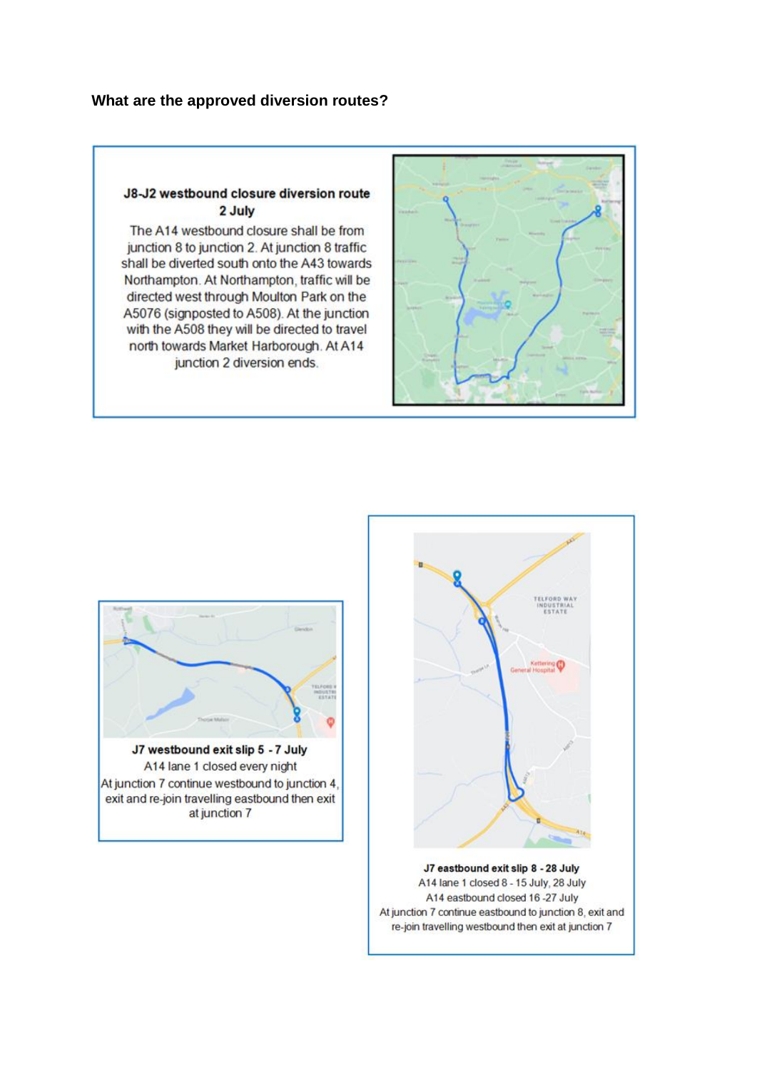**What are the approved diversion routes?**

**J8-J2 westbound closure diversion route 2 July**

The A14 westbound closure shall be from junction 8 to junction 2. At junction 8 traffic shall be diverted south onto the A43 towards Northampton. At Northampton, traffic will be directed west through Moulton Park on the A5076 (signposted to A508). At the junction with the A508 they will be directed to travel north towards Market Harborough. At A14 junction 2 diversion ends.

**J7 westbound exit slip 5 - 7 July**

A14 lane 1 closed every night

At junction 7 continue westbound to junction 4, exit and re-join travelling eastbound then exit at junction 7

**J7 eastbound exit slip 8 - 28 July**

A14 lane 1 closed 8 - 15 July, 28 July

A14 eastbound closed 16 -27 July

At junction 7 continue eastbound to junction 8, exit and re-join travelling westbound then exit at junction 7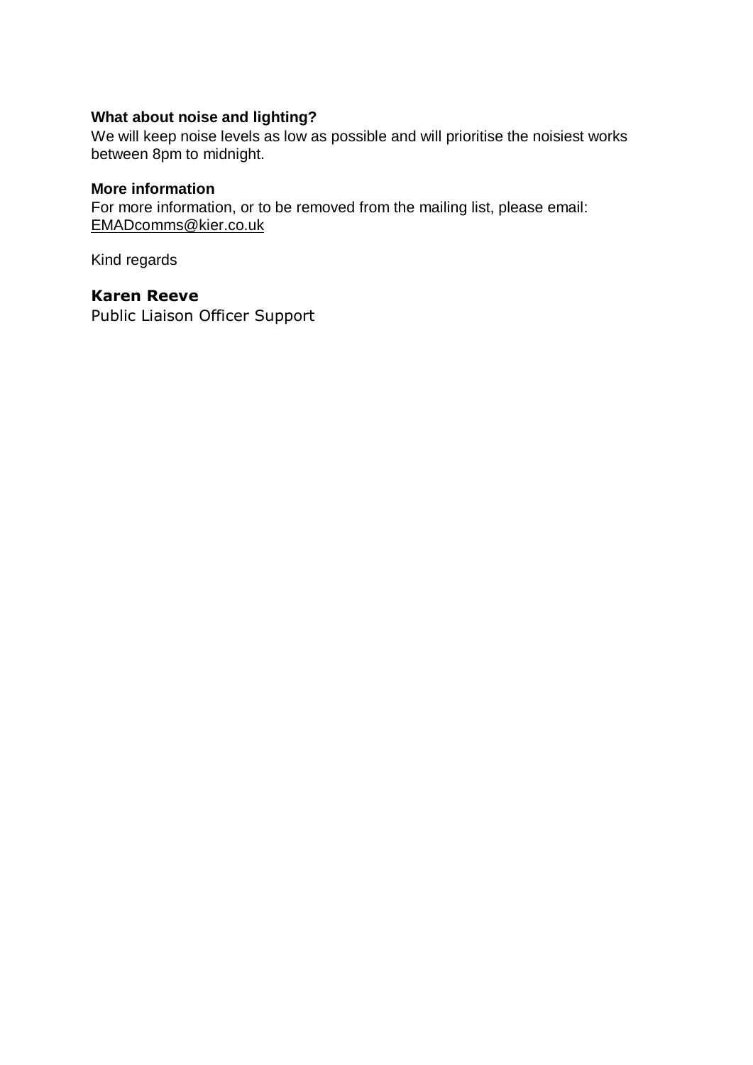**What about noise and lighting?**
We will keep noise levels as low as possible and will prioritise the noisiest works between 8pm to midnight.

**More information**
For more information, or to be removed from the mailing list, please email: EMADcomms@kier.co.uk

Kind regards

**Karen Reeve**
Public Liaison Officer Support